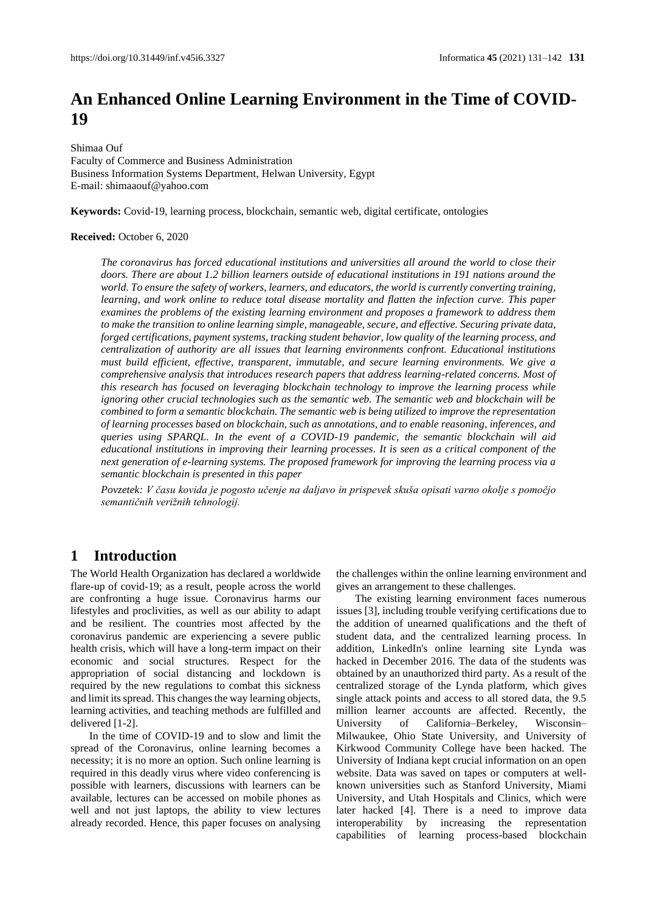# An Enhanced Online Learning Environment in the Time of COVID-19

Shimaa Ouf
Faculty of Commerce and Business Administration
Business Information Systems Department, Helwan University, Egypt
E-mail: shimaaouf@yahoo.com

**Keywords:** Covid-19, learning process, blockchain, semantic web, digital certificate, ontologies

**Received:** October 6, 2020

*The coronavirus has forced educational institutions and universities all around the world to close their doors. There are about 1.2 billion learners outside of educational institutions in 191 nations around the world. To ensure the safety of workers, learners, and educators, the world is currently converting training, learning, and work online to reduce total disease mortality and flatten the infection curve. This paper examines the problems of the existing learning environment and proposes a framework to address them to make the transition to online learning simple, manageable, secure, and effective. Securing private data, forged certifications, payment systems, tracking student behavior, low quality of the learning process, and centralization of authority are all issues that learning environments confront. Educational institutions must build efficient, effective, transparent, immutable, and secure learning environments. We give a comprehensive analysis that introduces research papers that address learning-related concerns. Most of this research has focused on leveraging blockchain technology to improve the learning process while ignoring other crucial technologies such as the semantic web. The semantic web and blockchain will be combined to form a semantic blockchain. The semantic web is being utilized to improve the representation of learning processes based on blockchain, such as annotations, and to enable reasoning, inferences, and queries using SPARQL. In the event of a COVID-19 pandemic, the semantic blockchain will aid educational institutions in improving their learning processes. It is seen as a critical component of the next generation of e-learning systems. The proposed framework for improving the learning process via a semantic blockchain is presented in this paper*

*Povzetek: V času kovida je pogosto učenje na daljavo in prispevek skuša opisati varno okolje s pomočjo semantičnih verižnih tehnologij.*

## 1 Introduction

The World Health Organization has declared a worldwide flare-up of covid-19; as a result, people across the world are confronting a huge issue. Coronavirus harms our lifestyles and proclivities, as well as our ability to adapt and be resilient. The countries most affected by the coronavirus pandemic are experiencing a severe public health crisis, which will have a long-term impact on their economic and social structures. Respect for the appropriation of social distancing and lockdown is required by the new regulations to combat this sickness and limit its spread. This changes the way learning objects, learning activities, and teaching methods are fulfilled and delivered [1-2].

In the time of COVID-19 and to slow and limit the spread of the Coronavirus, online learning becomes a necessity; it is no more an option. Such online learning is required in this deadly virus where video conferencing is possible with learners, discussions with learners can be available, lectures can be accessed on mobile phones as well and not just laptops, the ability to view lectures already recorded. Hence, this paper focuses on analysing the challenges within the online learning environment and gives an arrangement to these challenges.

The existing learning environment faces numerous issues [3], including trouble verifying certifications due to the addition of unearned qualifications and the theft of student data, and the centralized learning process. In addition, LinkedIn's online learning site Lynda was hacked in December 2016. The data of the students was obtained by an unauthorized third party. As a result of the centralized storage of the Lynda platform, which gives single attack points and access to all stored data, the 9.5 million learner accounts are affected. Recently, the University of California–Berkeley, Wisconsin–Milwaukee, Ohio State University, and University of Kirkwood Community College have been hacked. The University of Indiana kept crucial information on an open website. Data was saved on tapes or computers at well-known universities such as Stanford University, Miami University, and Utah Hospitals and Clinics, which were later hacked [4]. There is a need to improve data interoperability by increasing the representation capabilities of learning process-based blockchain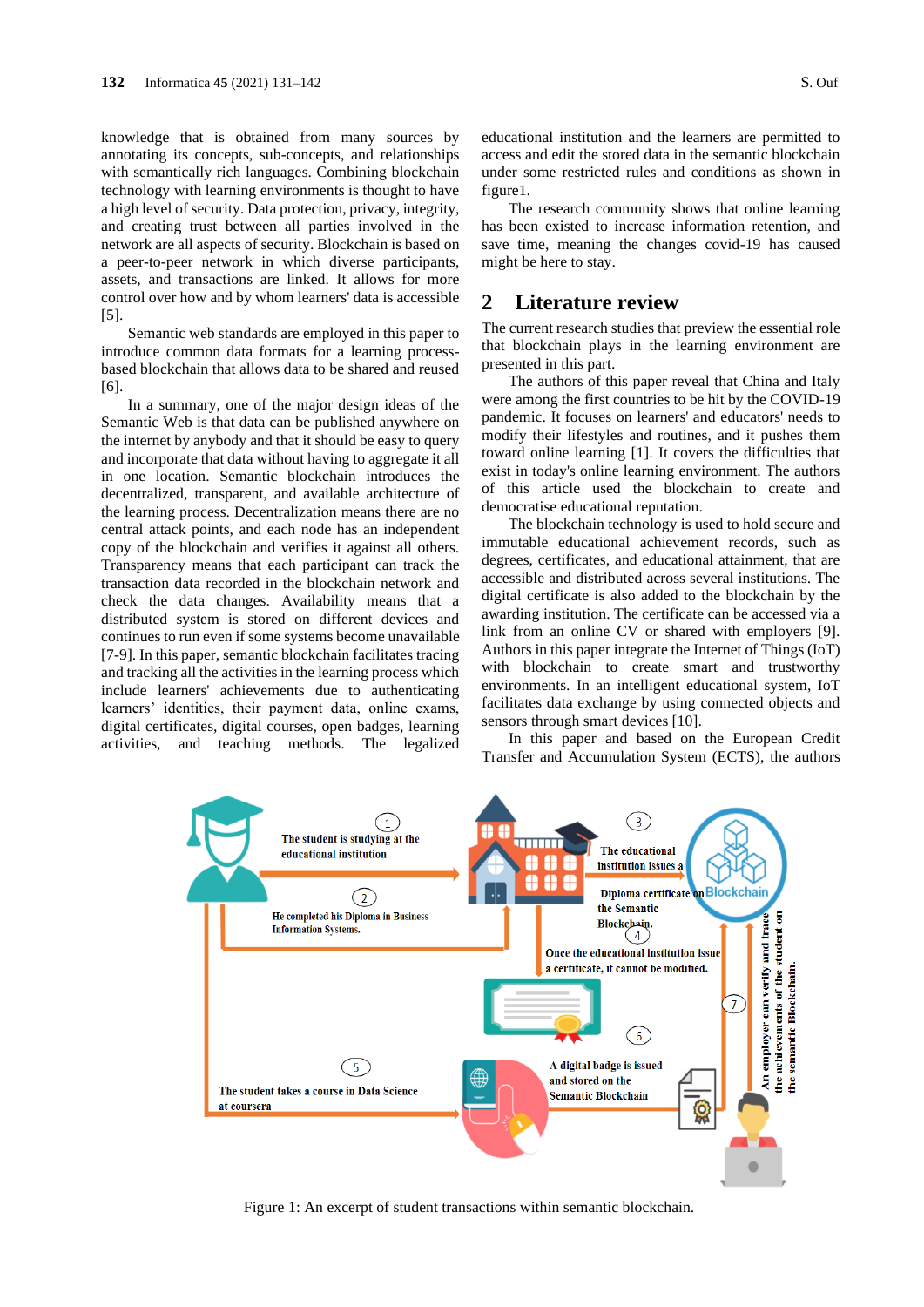knowledge that is obtained from many sources by annotating its concepts, sub-concepts, and relationships with semantically rich languages. Combining blockchain technology with learning environments is thought to have a high level of security. Data protection, privacy, integrity, and creating trust between all parties involved in the network are all aspects of security. Blockchain is based on a peer-to-peer network in which diverse participants, assets, and transactions are linked. It allows for more control over how and by whom learners' data is accessible [5].

Semantic web standards are employed in this paper to introduce common data formats for a learning process-based blockchain that allows data to be shared and reused [6].

In a summary, one of the major design ideas of the Semantic Web is that data can be published anywhere on the internet by anybody and that it should be easy to query and incorporate that data without having to aggregate it all in one location. Semantic blockchain introduces the decentralized, transparent, and available architecture of the learning process. Decentralization means there are no central attack points, and each node has an independent copy of the blockchain and verifies it against all others. Transparency means that each participant can track the transaction data recorded in the blockchain network and check the data changes. Availability means that a distributed system is stored on different devices and continues to run even if some systems become unavailable [7-9]. In this paper, semantic blockchain facilitates tracing and tracking all the activities in the learning process which include learners' achievements due to authenticating learners' identities, their payment data, online exams, digital certificates, digital courses, open badges, learning activities, and teaching methods. The legalized educational institution and the learners are permitted to access and edit the stored data in the semantic blockchain under some restricted rules and conditions as shown in figure1.

The research community shows that online learning has been existed to increase information retention, and save time, meaning the changes covid-19 has caused might be here to stay.

## 2 Literature review

The current research studies that preview the essential role that blockchain plays in the learning environment are presented in this part.

The authors of this paper reveal that China and Italy were among the first countries to be hit by the COVID-19 pandemic. It focuses on learners' and educators' needs to modify their lifestyles and routines, and it pushes them toward online learning [1]. It covers the difficulties that exist in today's online learning environment. The authors of this article used the blockchain to create and democratise educational reputation.

The blockchain technology is used to hold secure and immutable educational achievement records, such as degrees, certificates, and educational attainment, that are accessible and distributed across several institutions. The digital certificate is also added to the blockchain by the awarding institution. The certificate can be accessed via a link from an online CV or shared with employers [9]. Authors in this paper integrate the Internet of Things (IoT) with blockchain to create smart and trustworthy environments. In an intelligent educational system, IoT facilitates data exchange by using connected objects and sensors through smart devices [10].

In this paper and based on the European Credit Transfer and Accumulation System (ECTS), the authors

Figure 1: An excerpt of student transactions within semantic blockchain.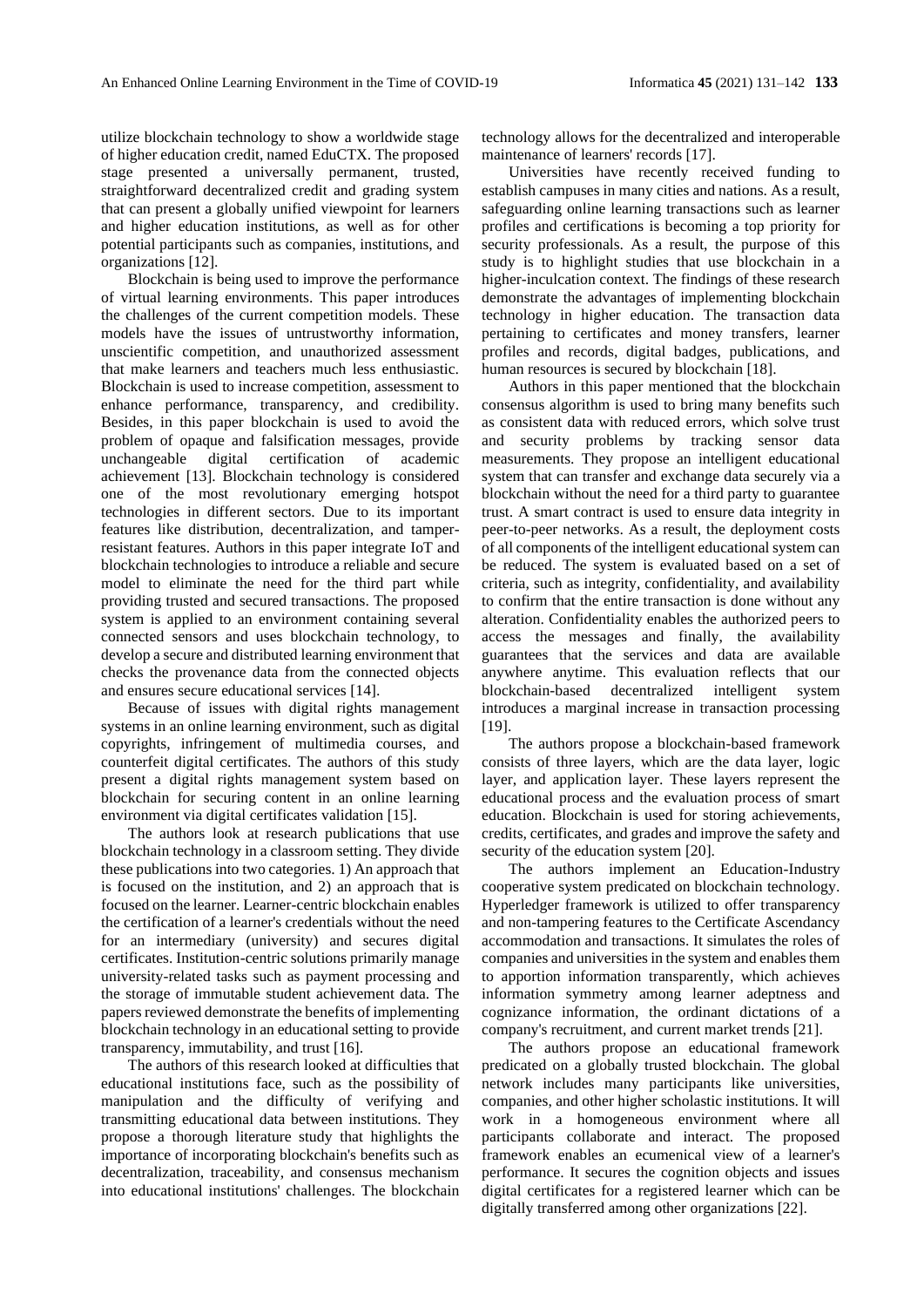utilize blockchain technology to show a worldwide stage of higher education credit, named EduCTX. The proposed stage presented a universally permanent, trusted, straightforward decentralized credit and grading system that can present a globally unified viewpoint for learners and higher education institutions, as well as for other potential participants such as companies, institutions, and organizations [12].

Blockchain is being used to improve the performance of virtual learning environments. This paper introduces the challenges of the current competition models. These models have the issues of untrustworthy information, unscientific competition, and unauthorized assessment that make learners and teachers much less enthusiastic. Blockchain is used to increase competition, assessment to enhance performance, transparency, and credibility. Besides, in this paper blockchain is used to avoid the problem of opaque and falsification messages, provide unchangeable digital certification of academic achievement [13]. Blockchain technology is considered one of the most revolutionary emerging hotspot technologies in different sectors. Due to its important features like distribution, decentralization, and tamper-resistant features. Authors in this paper integrate IoT and blockchain technologies to introduce a reliable and secure model to eliminate the need for the third part while providing trusted and secured transactions. The proposed system is applied to an environment containing several connected sensors and uses blockchain technology, to develop a secure and distributed learning environment that checks the provenance data from the connected objects and ensures secure educational services [14].

Because of issues with digital rights management systems in an online learning environment, such as digital copyrights, infringement of multimedia courses, and counterfeit digital certificates. The authors of this study present a digital rights management system based on blockchain for securing content in an online learning environment via digital certificates validation [15].

The authors look at research publications that use blockchain technology in a classroom setting. They divide these publications into two categories. 1) An approach that is focused on the institution, and 2) an approach that is focused on the learner. Learner-centric blockchain enables the certification of a learner's credentials without the need for an intermediary (university) and secures digital certificates. Institution-centric solutions primarily manage university-related tasks such as payment processing and the storage of immutable student achievement data. The papers reviewed demonstrate the benefits of implementing blockchain technology in an educational setting to provide transparency, immutability, and trust [16].

The authors of this research looked at difficulties that educational institutions face, such as the possibility of manipulation and the difficulty of verifying and transmitting educational data between institutions. They propose a thorough literature study that highlights the importance of incorporating blockchain's benefits such as decentralization, traceability, and consensus mechanism into educational institutions' challenges. The blockchain technology allows for the decentralized and interoperable maintenance of learners' records [17].

Universities have recently received funding to establish campuses in many cities and nations. As a result, safeguarding online learning transactions such as learner profiles and certifications is becoming a top priority for security professionals. As a result, the purpose of this study is to highlight studies that use blockchain in a higher-inculcation context. The findings of these research demonstrate the advantages of implementing blockchain technology in higher education. The transaction data pertaining to certificates and money transfers, learner profiles and records, digital badges, publications, and human resources is secured by blockchain [18].

Authors in this paper mentioned that the blockchain consensus algorithm is used to bring many benefits such as consistent data with reduced errors, which solve trust and security problems by tracking sensor data measurements. They propose an intelligent educational system that can transfer and exchange data securely via a blockchain without the need for a third party to guarantee trust. A smart contract is used to ensure data integrity in peer-to-peer networks. As a result, the deployment costs of all components of the intelligent educational system can be reduced. The system is evaluated based on a set of criteria, such as integrity, confidentiality, and availability to confirm that the entire transaction is done without any alteration. Confidentiality enables the authorized peers to access the messages and finally, the availability guarantees that the services and data are available anywhere anytime. This evaluation reflects that our blockchain-based decentralized intelligent system introduces a marginal increase in transaction processing [19].

The authors propose a blockchain-based framework consists of three layers, which are the data layer, logic layer, and application layer. These layers represent the educational process and the evaluation process of smart education. Blockchain is used for storing achievements, credits, certificates, and grades and improve the safety and security of the education system [20].

The authors implement an Education-Industry cooperative system predicated on blockchain technology. Hyperledger framework is utilized to offer transparency and non-tampering features to the Certificate Ascendancy accommodation and transactions. It simulates the roles of companies and universities in the system and enables them to apportion information transparently, which achieves information symmetry among learner adeptness and cognizance information, the ordinant dictations of a company's recruitment, and current market trends [21].

The authors propose an educational framework predicated on a globally trusted blockchain. The global network includes many participants like universities, companies, and other higher scholastic institutions. It will work in a homogeneous environment where all participants collaborate and interact. The proposed framework enables an ecumenical view of a learner's performance. It secures the cognition objects and issues digital certificates for a registered learner which can be digitally transferred among other organizations [22].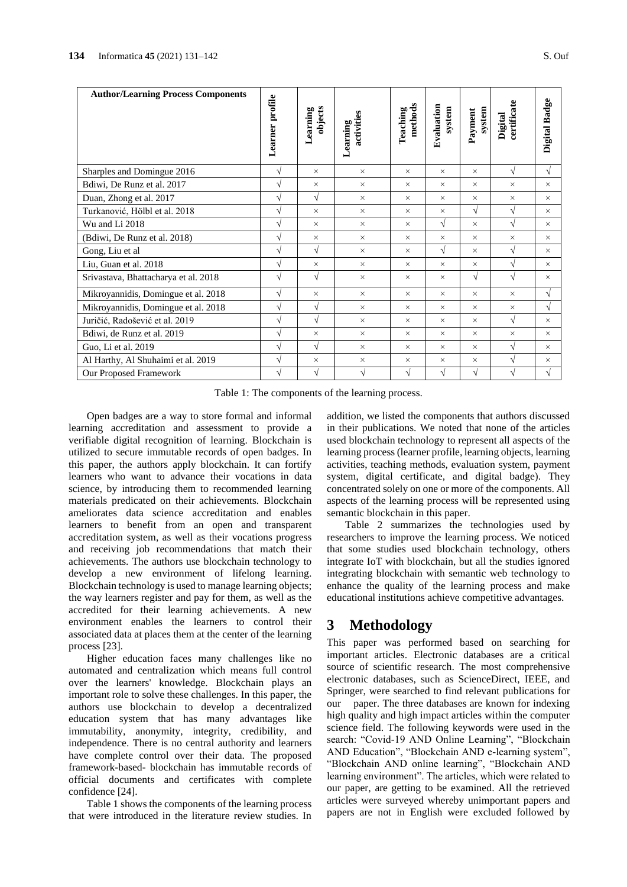| Author/Learning Process Components | Learner profile | Learning objects | Learning activities | Teaching methods | Evaluation system | Payment system | Digital certificate | Digital Badge |
|---|---|---|---|---|---|---|---|---|
| Sharples and Domingue 2016 | √ | × | × | × | × | × | √ | √ |
| Bdiwi, De Runz et al. 2017 | √ | × | × | × | × | × | × | × |
| Duan, Zhong et al. 2017 | √ | √ | × | × | × | × | × | × |
| Turkanović, Hölbl et al. 2018 | √ | × | × | × | × | √ | √ | × |
| Wu and Li 2018 | √ | × | × | × | √ | × | √ | × |
| (Bdiwi, De Runz et al. 2018) | √ | × | × | × | × | × | × | × |
| Gong, Liu et al | √ | √ | × | × | √ | × | √ | × |
| Liu, Guan et al. 2018 | √ | × | × | × | × | × | √ | × |
| Srivastava, Bhattacharya et al. 2018 | √ | √ | × | × | × | √ | √ | × |
| Mikroyannidis, Domingue et al. 2018 | √ | × | × | × | × | × | × | √ |
| Mikroyannidis, Domingue et al. 2018 | √ | √ | × | × | × | × | × | √ |
| Juričić, Radošević et al. 2019 | √ | √ | × | × | × | × | √ | × |
| Bdiwi, de Runz et al. 2019 | √ | × | × | × | × | × | × | × |
| Guo, Li et al. 2019 | √ | √ | × | × | × | × | √ | × |
| Al Harthy, Al Shuhaimi et al. 2019 | √ | × | × | × | × | × | √ | × |
| Our Proposed Framework | √ | √ | √ | √ | √ | √ | √ | √ |

Table 1: The components of the learning process.

Open badges are a way to store formal and informal learning accreditation and assessment to provide a verifiable digital recognition of learning. Blockchain is utilized to secure immutable records of open badges. In this paper, the authors apply blockchain. It can fortify learners who want to advance their vocations in data science, by introducing them to recommended learning materials predicated on their achievements. Blockchain ameliorates data science accreditation and enables learners to benefit from an open and transparent accreditation system, as well as their vocations progress and receiving job recommendations that match their achievements. The authors use blockchain technology to develop a new environment of lifelong learning. Blockchain technology is used to manage learning objects; the way learners register and pay for them, as well as the accredited for their learning achievements. A new environment enables the learners to control their associated data at places them at the center of the learning process [23].

Higher education faces many challenges like no automated and centralization which means full control over the learners' knowledge. Blockchain plays an important role to solve these challenges. In this paper, the authors use blockchain to develop a decentralized education system that has many advantages like immutability, anonymity, integrity, credibility, and independence. There is no central authority and learners have complete control over their data. The proposed framework-based- blockchain has immutable records of official documents and certificates with complete confidence [24].

Table 1 shows the components of the learning process that were introduced in the literature review studies. In addition, we listed the components that authors discussed in their publications. We noted that none of the articles used blockchain technology to represent all aspects of the learning process (learner profile, learning objects, learning activities, teaching methods, evaluation system, payment system, digital certificate, and digital badge). They concentrated solely on one or more of the components. All aspects of the learning process will be represented using semantic blockchain in this paper.

Table 2 summarizes the technologies used by researchers to improve the learning process. We noticed that some studies used blockchain technology, others integrate IoT with blockchain, but all the studies ignored integrating blockchain with semantic web technology to enhance the quality of the learning process and make educational institutions achieve competitive advantages.

# 3 Methodology

This paper was performed based on searching for important articles. Electronic databases are a critical source of scientific research. The most comprehensive electronic databases, such as ScienceDirect, IEEE, and Springer, were searched to find relevant publications for our paper. The three databases are known for indexing high quality and high impact articles within the computer science field. The following keywords were used in the search: "Covid-19 AND Online Learning", "Blockchain AND Education", "Blockchain AND e-learning system", "Blockchain AND online learning", "Blockchain AND learning environment". The articles, which were related to our paper, are getting to be examined. All the retrieved articles were surveyed whereby unimportant papers and papers are not in English were excluded followed by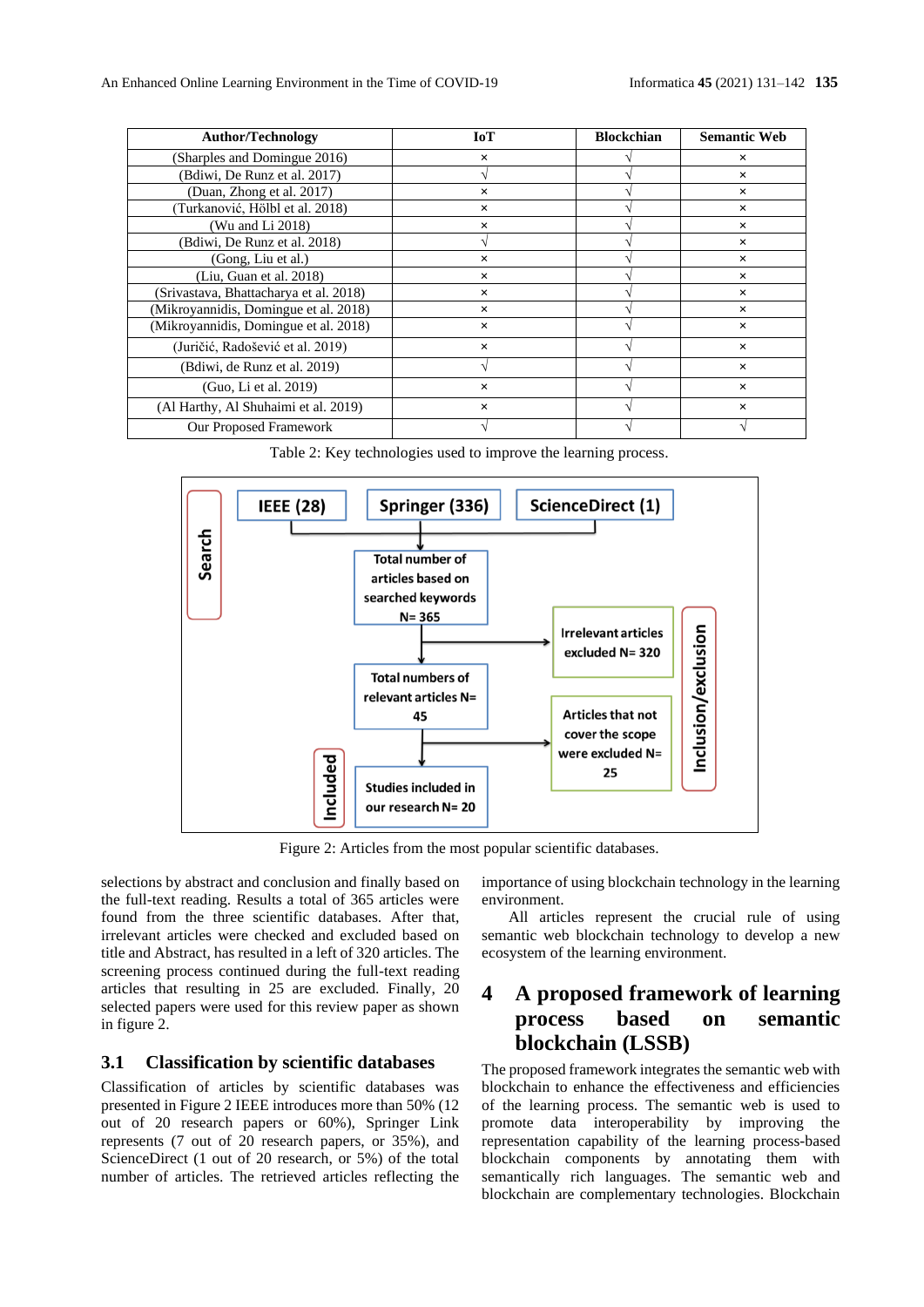| Author/Technology | IoT | Blockchian | Semantic Web |
|---|---|---|---|
| (Sharples and Domingue 2016) | × | √ | × |
| (Bdiwi, De Runz et al. 2017) | √ | √ | × |
| (Duan, Zhong et al. 2017) | × | √ | × |
| (Turkanović, Hölbl et al. 2018) | × | √ | × |
| (Wu and Li 2018) | × | √ | × |
| (Bdiwi, De Runz et al. 2018) | √ | √ | × |
| (Gong, Liu et al.) | × | √ | × |
| (Liu, Guan et al. 2018) | × | √ | × |
| (Srivastava, Bhattacharya et al. 2018) | × | √ | × |
| (Mikroyannidis, Domingue et al. 2018) | × | √ | × |
| (Mikroyannidis, Domingue et al. 2018) | × | √ | × |
| (Juričić, Radošević et al. 2019) | × | √ | × |
| (Bdiwi, de Runz et al. 2019) | √ | √ | × |
| (Guo, Li et al. 2019) | × | √ | × |
| (Al Harthy, Al Shuhaimi et al. 2019) | × | √ | × |
| Our Proposed Framework | √ | √ | √ |

Table 2: Key technologies used to improve the learning process.

Search: IEEE (28), Springer (336), ScienceDirect (1) → Total number of articles based on searched keywords N= 365 → Irrelevant articles excluded N= 320 → Total numbers of relevant articles N= 45 → Articles that not cover the scope were excluded N= 25 → Included: Studies included in our research N= 20 (Inclusion/exclusion)

Figure 2: Articles from the most popular scientific databases.

selections by abstract and conclusion and finally based on the full-text reading. Results a total of 365 articles were found from the three scientific databases. After that, irrelevant articles were checked and excluded based on title and Abstract, has resulted in a left of 320 articles. The screening process continued during the full-text reading articles that resulting in 25 are excluded. Finally, 20 selected papers were used for this review paper as shown in figure 2.

## 3.1 Classification by scientific databases

Classification of articles by scientific databases was presented in Figure 2 IEEE introduces more than 50% (12 out of 20 research papers or 60%), Springer Link represents (7 out of 20 research papers, or 35%), and ScienceDirect (1 out of 20 research, or 5%) of the total number of articles. The retrieved articles reflecting the importance of using blockchain technology in the learning environment.

All articles represent the crucial rule of using semantic web blockchain technology to develop a new ecosystem of the learning environment.

# 4 A proposed framework of learning process based on semantic blockchain (LSSB)

The proposed framework integrates the semantic web with blockchain to enhance the effectiveness and efficiencies of the learning process. The semantic web is used to promote data interoperability by improving the representation capability of the learning process-based blockchain components by annotating them with semantically rich languages. The semantic web and blockchain are complementary technologies. Blockchain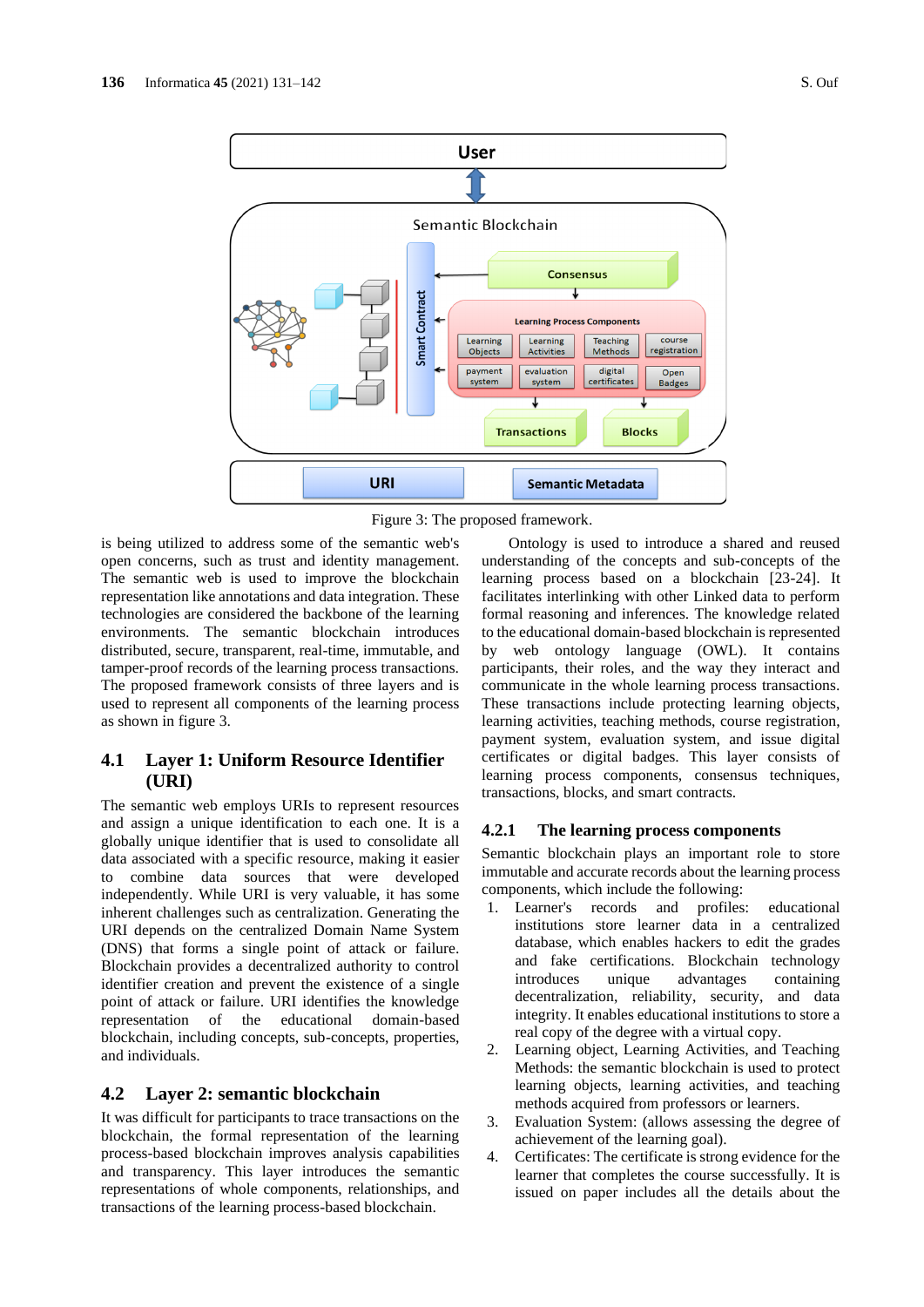Figure 3: The proposed framework.

is being utilized to address some of the semantic web's open concerns, such as trust and identity management. The semantic web is used to improve the blockchain representation like annotations and data integration. These technologies are considered the backbone of the learning environments. The semantic blockchain introduces distributed, secure, transparent, real-time, immutable, and tamper-proof records of the learning process transactions. The proposed framework consists of three layers and is used to represent all components of the learning process as shown in figure 3.

## 4.1 Layer 1: Uniform Resource Identifier (URI)

The semantic web employs URIs to represent resources and assign a unique identification to each one. It is a globally unique identifier that is used to consolidate all data associated with a specific resource, making it easier to combine data sources that were developed independently. While URI is very valuable, it has some inherent challenges such as centralization. Generating the URI depends on the centralized Domain Name System (DNS) that forms a single point of attack or failure. Blockchain provides a decentralized authority to control identifier creation and prevent the existence of a single point of attack or failure. URI identifies the knowledge representation of the educational domain-based blockchain, including concepts, sub-concepts, properties, and individuals.

## 4.2 Layer 2: semantic blockchain

It was difficult for participants to trace transactions on the blockchain, the formal representation of the learning process-based blockchain improves analysis capabilities and transparency. This layer introduces the semantic representations of whole components, relationships, and transactions of the learning process-based blockchain.

Ontology is used to introduce a shared and reused understanding of the concepts and sub-concepts of the learning process based on a blockchain [23-24]. It facilitates interlinking with other Linked data to perform formal reasoning and inferences. The knowledge related to the educational domain-based blockchain is represented by web ontology language (OWL). It contains participants, their roles, and the way they interact and communicate in the whole learning process transactions. These transactions include protecting learning objects, learning activities, teaching methods, course registration, payment system, evaluation system, and issue digital certificates or digital badges. This layer consists of learning process components, consensus techniques, transactions, blocks, and smart contracts.

### 4.2.1 The learning process components

Semantic blockchain plays an important role to store immutable and accurate records about the learning process components, which include the following:

1. Learner's records and profiles: educational institutions store learner data in a centralized database, which enables hackers to edit the grades and fake certifications. Blockchain technology introduces unique advantages containing decentralization, reliability, security, and data integrity. It enables educational institutions to store a real copy of the degree with a virtual copy.
2. Learning object, Learning Activities, and Teaching Methods: the semantic blockchain is used to protect learning objects, learning activities, and teaching methods acquired from professors or learners.
3. Evaluation System: (allows assessing the degree of achievement of the learning goal).
4. Certificates: The certificate is strong evidence for the learner that completes the course successfully. It is issued on paper includes all the details about the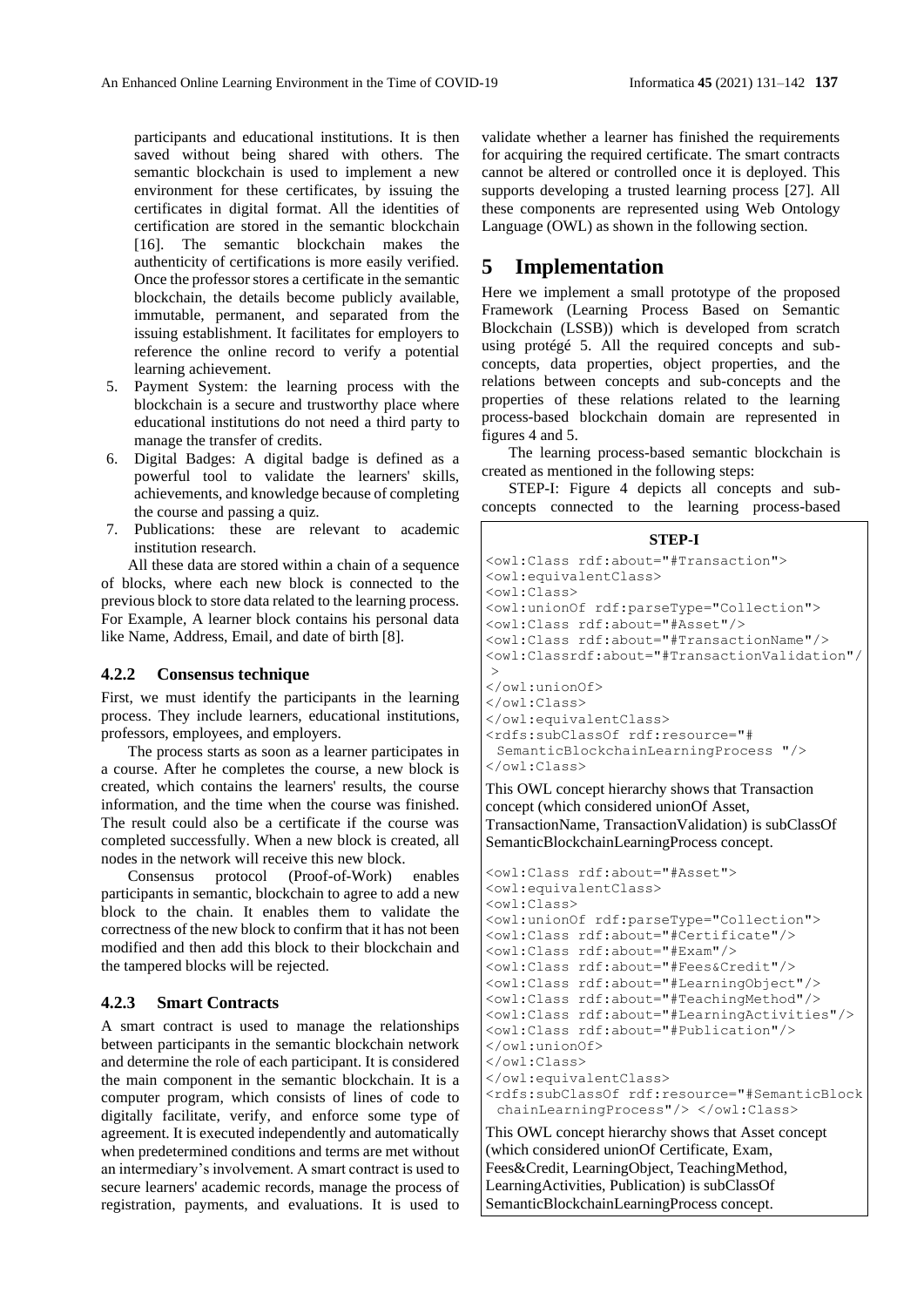participants and educational institutions. It is then saved without being shared with others. The semantic blockchain is used to implement a new environment for these certificates, by issuing the certificates in digital format. All the identities of certification are stored in the semantic blockchain [16]. The semantic blockchain makes the authenticity of certifications is more easily verified. Once the professor stores a certificate in the semantic blockchain, the details become publicly available, immutable, permanent, and separated from the issuing establishment. It facilitates for employers to reference the online record to verify a potential learning achievement.

5. Payment System: the learning process with the blockchain is a secure and trustworthy place where educational institutions do not need a third party to manage the transfer of credits.
6. Digital Badges: A digital badge is defined as a powerful tool to validate the learners' skills, achievements, and knowledge because of completing the course and passing a quiz.
7. Publications: these are relevant to academic institution research.

All these data are stored within a chain of a sequence of blocks, where each new block is connected to the previous block to store data related to the learning process. For Example, A learner block contains his personal data like Name, Address, Email, and date of birth [8].

### 4.2.2 Consensus technique

First, we must identify the participants in the learning process. They include learners, educational institutions, professors, employees, and employers.

The process starts as soon as a learner participates in a course. After he completes the course, a new block is created, which contains the learners' results, the course information, and the time when the course was finished. The result could also be a certificate if the course was completed successfully. When a new block is created, all nodes in the network will receive this new block.

Consensus protocol (Proof-of-Work) enables participants in semantic, blockchain to agree to add a new block to the chain. It enables them to validate the correctness of the new block to confirm that it has not been modified and then add this block to their blockchain and the tampered blocks will be rejected.

### 4.2.3 Smart Contracts

A smart contract is used to manage the relationships between participants in the semantic blockchain network and determine the role of each participant. It is considered the main component in the semantic blockchain. It is a computer program, which consists of lines of code to digitally facilitate, verify, and enforce some type of agreement. It is executed independently and automatically when predetermined conditions and terms are met without an intermediary's involvement. A smart contract is used to secure learners' academic records, manage the process of registration, payments, and evaluations. It is used to validate whether a learner has finished the requirements for acquiring the required certificate. The smart contracts cannot be altered or controlled once it is deployed. This supports developing a trusted learning process [27]. All these components are represented using Web Ontology Language (OWL) as shown in the following section.

## 5 Implementation

Here we implement a small prototype of the proposed Framework (Learning Process Based on Semantic Blockchain (LSSB)) which is developed from scratch using protégé 5. All the required concepts and sub-concepts, data properties, object properties, and the relations between concepts and sub-concepts and the properties of these relations related to the learning process-based blockchain domain are represented in figures 4 and 5.

The learning process-based semantic blockchain is created as mentioned in the following steps:

STEP-I: Figure 4 depicts all concepts and sub-concepts connected to the learning process-based

**STEP-I**

```
<owl:Class rdf:about="#Transaction">
<owl:equivalentClass>
<owl:Class>
<owl:unionOf rdf:parseType="Collection">
<owl:Class rdf:about="#Asset"/>
<owl:Class rdf:about="#TransactionName"/>
<owl:Classrdf:about="#TransactionValidation"/
>
</owl:unionOf>
</owl:Class>
</owl:equivalentClass>
<rdfs:subClassOf rdf:resource="#
 SemanticBlockchainLearningProcess "/>
</owl:Class>
```

This OWL concept hierarchy shows that Transaction concept (which considered unionOf Asset, TransactionName, TransactionValidation) is subClassOf SemanticBlockchainLearningProcess concept.

```
<owl:Class rdf:about="#Asset">
<owl:equivalentClass>
<owl:Class>
<owl:unionOf rdf:parseType="Collection">
<owl:Class rdf:about="#Certificate"/>
<owl:Class rdf:about="#Exam"/>
<owl:Class rdf:about="#Fees&Credit"/>
<owl:Class rdf:about="#LearningObject"/>
<owl:Class rdf:about="#TeachingMethod"/>
<owl:Class rdf:about="#LearningActivities"/>
<owl:Class rdf:about="#Publication"/>
</owl:unionOf>
</owl:Class>
</owl:equivalentClass>
<rdfs:subClassOf rdf:resource="#SemanticBlock
 chainLearningProcess"/> </owl:Class>
```

This OWL concept hierarchy shows that Asset concept (which considered unionOf Certificate, Exam, Fees&Credit, LearningObject, TeachingMethod, LearningActivities, Publication) is subClassOf SemanticBlockchainLearningProcess concept.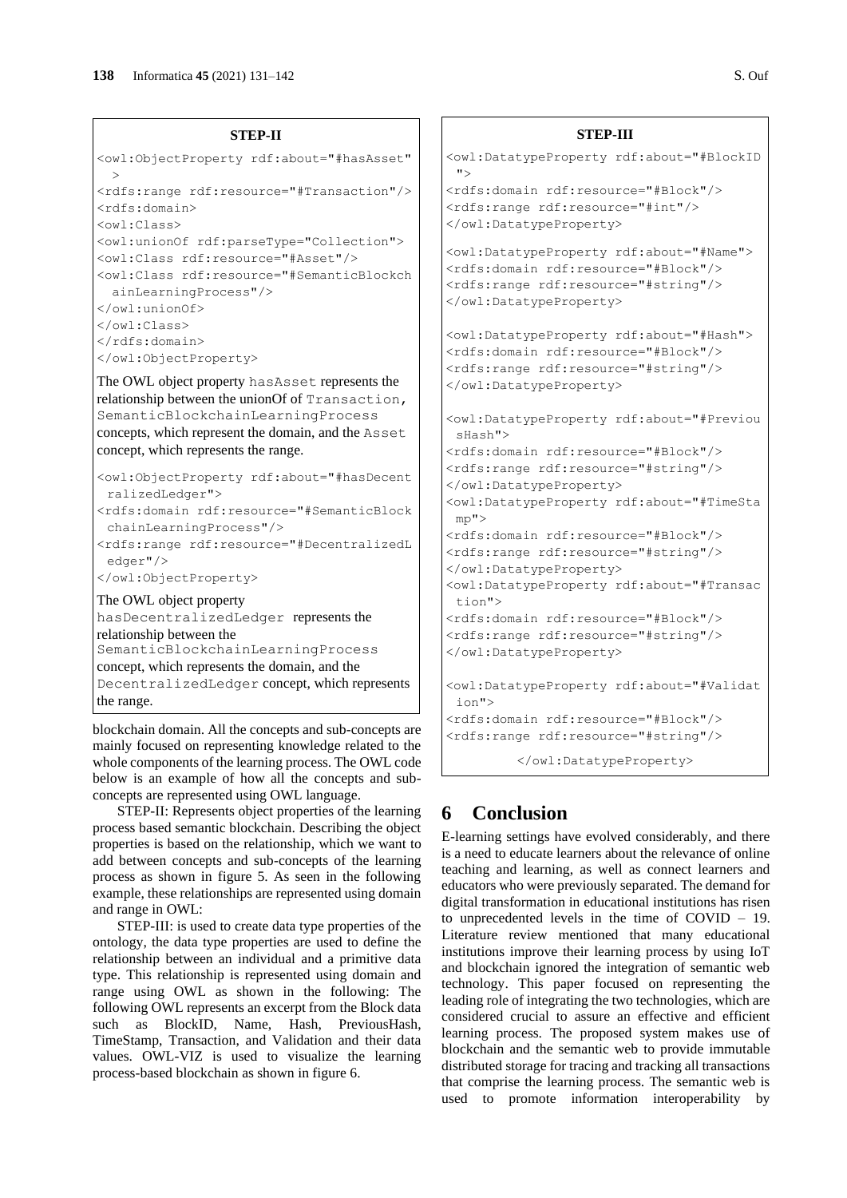**STEP-II**

```
<owl:ObjectProperty rdf:about="#hasAsset"
  >
<rdfs:range rdf:resource="#Transaction"/>
<rdfs:domain>
<owl:Class>
<owl:unionOf rdf:parseType="Collection">
<owl:Class rdf:resource="#Asset"/>
<owl:Class rdf:resource="#SemanticBlockch
  ainLearningProcess"/>
</owl:unionOf>
</owl:Class>
</rdfs:domain>
</owl:ObjectProperty>
```

The OWL object property `hasAsset` represents the relationship between the unionOf of `Transaction`, `SemanticBlockchainLearningProcess` concepts, which represent the domain, and the `Asset` concept, which represents the range.

```
<owl:ObjectProperty rdf:about="#hasDecent
  ralizedLedger">
<rdfs:domain rdf:resource="#SemanticBlock
  chainLearningProcess"/>
<rdfs:range rdf:resource="#DecentralizedL
  edger"/>
</owl:ObjectProperty>
```

The OWL object property `hasDecentralizedLedger` represents the relationship between the `SemanticBlockchainLearningProcess` concept, which represents the domain, and the `DecentralizedLedger` concept, which represents the range.

blockchain domain. All the concepts and sub-concepts are mainly focused on representing knowledge related to the whole components of the learning process. The OWL code below is an example of how all the concepts and sub-concepts are represented using OWL language.

STEP-II: Represents object properties of the learning process based semantic blockchain. Describing the object properties is based on the relationship, which we want to add between concepts and sub-concepts of the learning process as shown in figure 5. As seen in the following example, these relationships are represented using domain and range in OWL:

STEP-III: is used to create data type properties of the ontology, the data type properties are used to define the relationship between an individual and a primitive data type. This relationship is represented using domain and range using OWL as shown in the following: The following OWL represents an excerpt from the Block data such as BlockID, Name, Hash, PreviousHash, TimeStamp, Transaction, and Validation and their data values. OWL-VIZ is used to visualize the learning process-based blockchain as shown in figure 6.

**STEP-III**

```
<owl:DatatypeProperty rdf:about="#BlockID
  ">
<rdfs:domain rdf:resource="#Block"/>
<rdfs:range rdf:resource="#int"/>
</owl:DatatypeProperty>

<owl:DatatypeProperty rdf:about="#Name">
<rdfs:domain rdf:resource="#Block"/>
<rdfs:range rdf:resource="#string"/>
</owl:DatatypeProperty>

<owl:DatatypeProperty rdf:about="#Hash">
<rdfs:domain rdf:resource="#Block"/>
<rdfs:range rdf:resource="#string"/>
</owl:DatatypeProperty>

<owl:DatatypeProperty rdf:about="#Previou
  sHash">
<rdfs:domain rdf:resource="#Block"/>
<rdfs:range rdf:resource="#string"/>
</owl:DatatypeProperty>
<owl:DatatypeProperty rdf:about="#TimeSta
  mp">
<rdfs:domain rdf:resource="#Block"/>
<rdfs:range rdf:resource="#string"/>
</owl:DatatypeProperty>
<owl:DatatypeProperty rdf:about="#Transac
  tion">
<rdfs:domain rdf:resource="#Block"/>
<rdfs:range rdf:resource="#string"/>
</owl:DatatypeProperty>

<owl:DatatypeProperty rdf:about="#Validat
  ion">
<rdfs:domain rdf:resource="#Block"/>
<rdfs:range rdf:resource="#string"/>

        </owl:DatatypeProperty>
```

## 6 Conclusion

E-learning settings have evolved considerably, and there is a need to educate learners about the relevance of online teaching and learning, as well as connect learners and educators who were previously separated. The demand for digital transformation in educational institutions has risen to unprecedented levels in the time of COVID – 19. Literature review mentioned that many educational institutions improve their learning process by using IoT and blockchain ignored the integration of semantic web technology. This paper focused on representing the leading role of integrating the two technologies, which are considered crucial to assure an effective and efficient learning process. The proposed system makes use of blockchain and the semantic web to provide immutable distributed storage for tracing and tracking all transactions that comprise the learning process. The semantic web is used to promote information interoperability by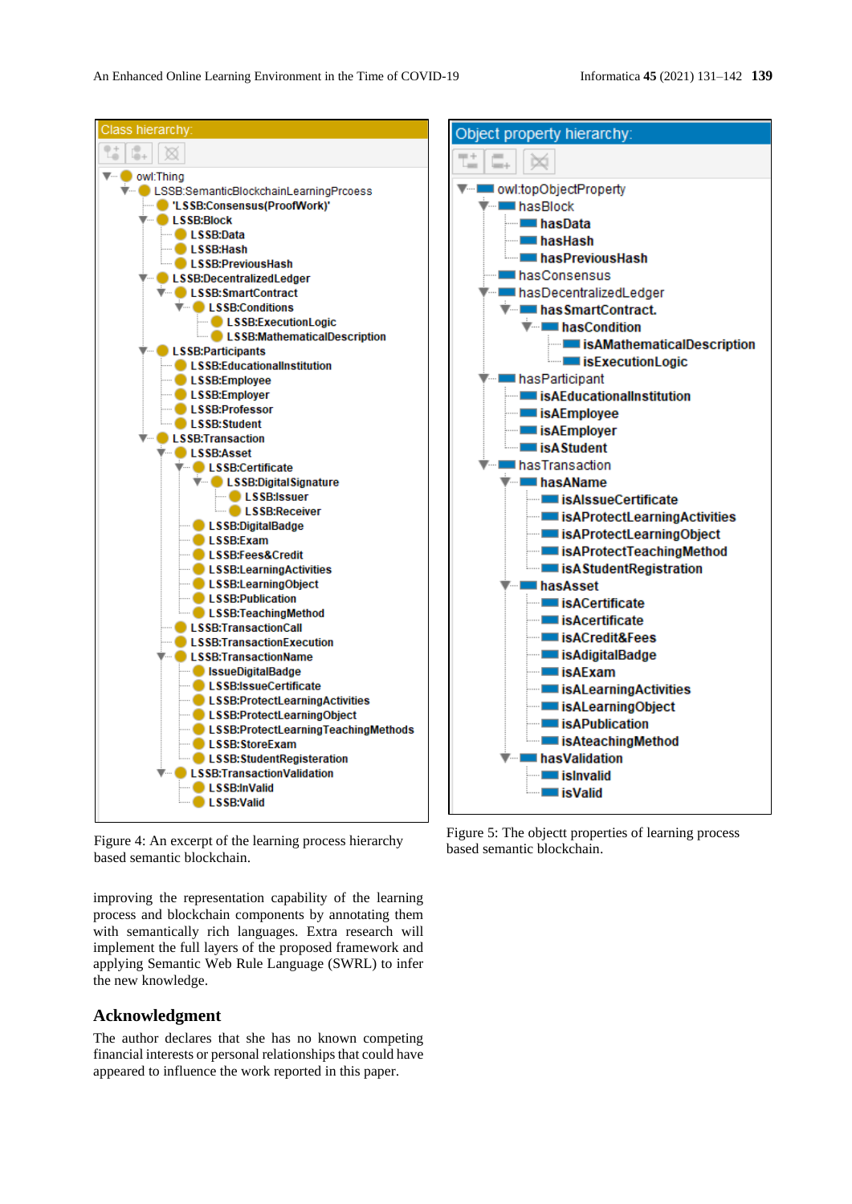Class hierarchy:

- owl:Thing
  - LSSB:SemanticBlockchainLearningPrcoess
    - 'LSSB:Consensus(ProofWork)'
    - LSSB:Block
      - LSSB:Data
      - LSSB:Hash
      - LSSB:PreviousHash
    - LSSB:DecentralizedLedger
      - LSSB:SmartContract
        - LSSB:Conditions
          - LSSB:ExecutionLogic
          - LSSB:MathematicalDescription
    - LSSB:Participants
      - LSSB:EducationalInstitution
      - LSSB:Employee
      - LSSB:Employer
      - LSSB:Professor
      - LSSB:Student
    - LSSB:Transaction
      - LSSB:Asset
        - LSSB:Certificate
          - LSSB:DigitalSignature
            - LSSB:Issuer
            - LSSB:Receiver
        - LSSB:DigitalBadge
        - LSSB:Exam
        - LSSB:Fees&Credit
        - LSSB:LearningActivities
        - LSSB:LearningObject
        - LSSB:Publication
        - LSSB:TeachingMethod
      - LSSB:TransactionCall
      - LSSB:TransactionExecution
      - LSSB:TransactionName
        - IssueDigitalBadge
        - LSSB:IssueCertificate
        - LSSB:ProtectLearningActivities
        - LSSB:ProtectLearningObject
        - LSSB:ProtectLearningTeachingMethods
        - LSSB:StoreExam
        - LSSB:StudentRegisteration
      - LSSB:TransactionValidation
        - LSSB:InValid
        - LSSB:Valid

Figure 4: An excerpt of the learning process hierarchy based semantic blockchain.

Object property hierarchy:

- owl:topObjectProperty
  - hasBlock
    - hasData
    - hasHash
    - hasPreviousHash
  - hasConsensus
  - hasDecentralizedLedger
    - hasSmartContract
      - hasCondition
        - isAMathematicalDescription
        - isExecutionLogic
  - hasParticipant
    - isAEducationalInstitution
    - isAEmployee
    - isAEmployer
    - isAStudent
  - hasTransaction
    - hasAName
      - isAIssueCertificate
      - isAProtectLearningActivities
      - isAProtectLearningObject
      - isAProtectTeachingMethod
      - isAStudentRegistration
    - hasAsset
      - isACertificate
      - isAcertificate
      - isACredit&Fees
      - isAdigitalBadge
      - isAExam
      - isALearningActivities
      - isALearningObject
      - isAPublication
      - isAteachingMethod
    - hasValidation
      - isInvalid
      - isValid

Figure 5: The objectt properties of learning process based semantic blockchain.

improving the representation capability of the learning process and blockchain components by annotating them with semantically rich languages. Extra research will implement the full layers of the proposed framework and applying Semantic Web Rule Language (SWRL) to infer the new knowledge.

## Acknowledgment

The author declares that she has no known competing financial interests or personal relationships that could have appeared to influence the work reported in this paper.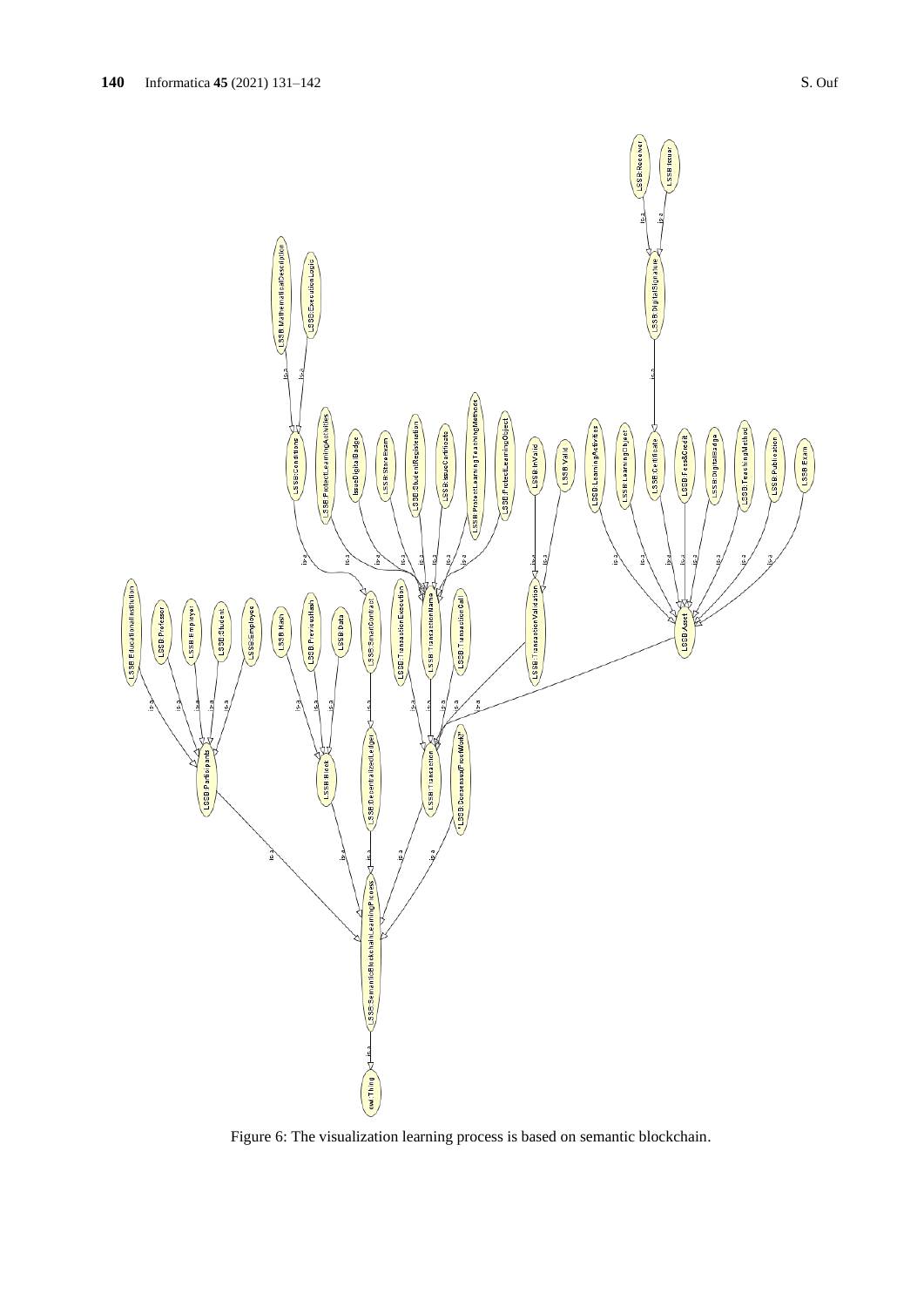Figure 6: The visualization learning process is based on semantic blockchain.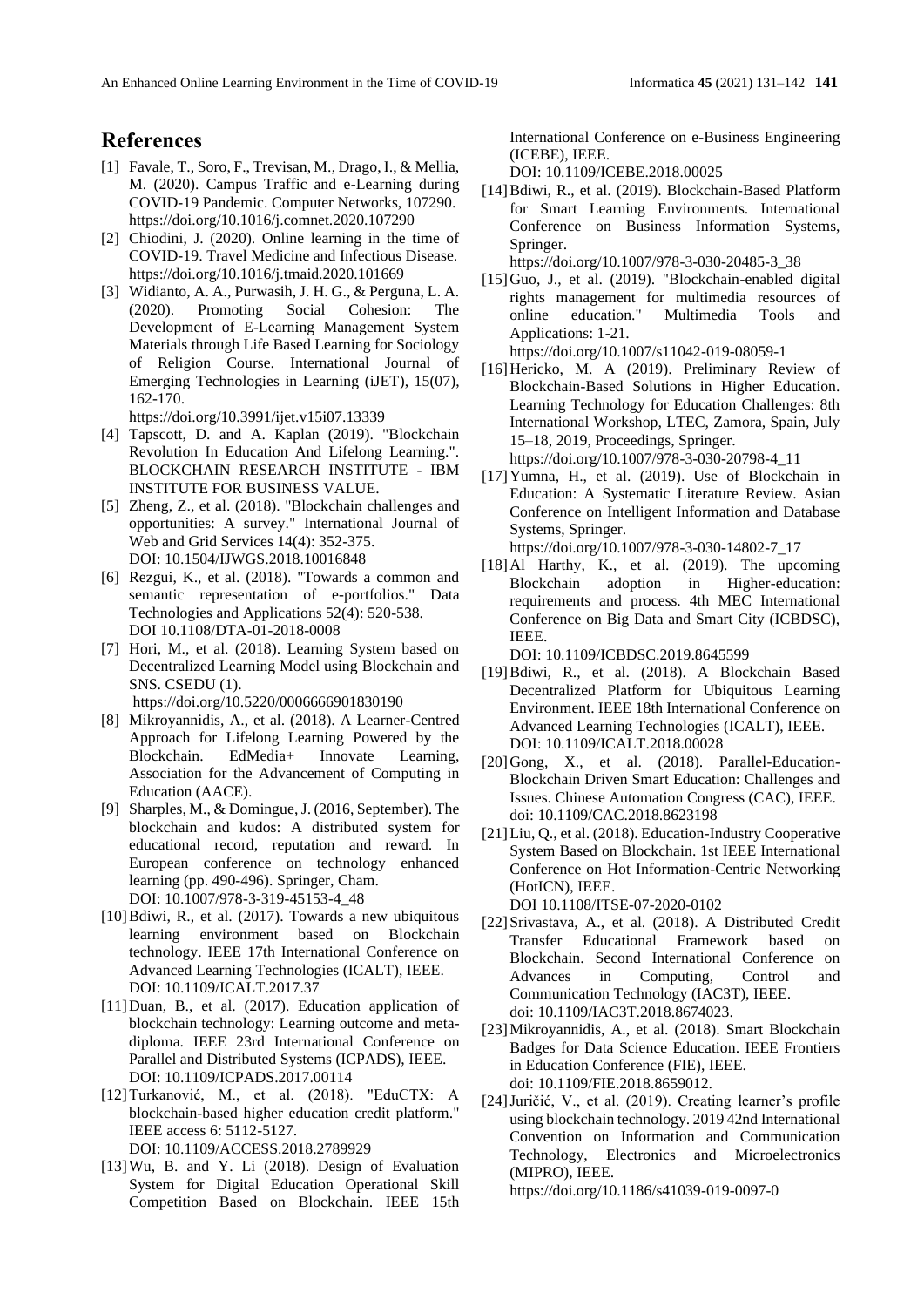## References

[1] Favale, T., Soro, F., Trevisan, M., Drago, I., & Mellia, M. (2020). Campus Traffic and e-Learning during COVID-19 Pandemic. Computer Networks, 107290. https://doi.org/10.1016/j.comnet.2020.107290

[2] Chiodini, J. (2020). Online learning in the time of COVID-19. Travel Medicine and Infectious Disease. https://doi.org/10.1016/j.tmaid.2020.101669

[3] Widianto, A. A., Purwasih, J. H. G., & Perguna, L. A. (2020). Promoting Social Cohesion: The Development of E-Learning Management System Materials through Life Based Learning for Sociology of Religion Course. International Journal of Emerging Technologies in Learning (iJET), 15(07), 162-170. https://doi.org/10.3991/ijet.v15i07.13339

[4] Tapscott, D. and A. Kaplan (2019). "Blockchain Revolution In Education And Lifelong Learning.". BLOCKCHAIN RESEARCH INSTITUTE - IBM INSTITUTE FOR BUSINESS VALUE.

[5] Zheng, Z., et al. (2018). "Blockchain challenges and opportunities: A survey." International Journal of Web and Grid Services 14(4): 352-375. DOI: 10.1504/IJWGS.2018.10016848

[6] Rezgui, K., et al. (2018). "Towards a common and semantic representation of e-portfolios." Data Technologies and Applications 52(4): 520-538. DOI 10.1108/DTA-01-2018-0008

[7] Hori, M., et al. (2018). Learning System based on Decentralized Learning Model using Blockchain and SNS. CSEDU (1). https://doi.org/10.5220/0006666901830190

[8] Mikroyannidis, A., et al. (2018). A Learner-Centred Approach for Lifelong Learning Powered by the Blockchain. EdMedia+ Innovate Learning, Association for the Advancement of Computing in Education (AACE).

[9] Sharples, M., & Domingue, J. (2016, September). The blockchain and kudos: A distributed system for educational record, reputation and reward. In European conference on technology enhanced learning (pp. 490-496). Springer, Cham. DOI: 10.1007/978-3-319-45153-4_48

[10] Bdiwi, R., et al. (2017). Towards a new ubiquitous learning environment based on Blockchain technology. IEEE 17th International Conference on Advanced Learning Technologies (ICALT), IEEE. DOI: 10.1109/ICALT.2017.37

[11] Duan, B., et al. (2017). Education application of blockchain technology: Learning outcome and meta-diploma. IEEE 23rd International Conference on Parallel and Distributed Systems (ICPADS), IEEE. DOI: 10.1109/ICPADS.2017.00114

[12] Turkanović, M., et al. (2018). "EduCTX: A blockchain-based higher education credit platform." IEEE access 6: 5112-5127. DOI: 10.1109/ACCESS.2018.2789929

[13] Wu, B. and Y. Li (2018). Design of Evaluation System for Digital Education Operational Skill Competition Based on Blockchain. IEEE 15th International Conference on e-Business Engineering (ICEBE), IEEE. DOI: 10.1109/ICEBE.2018.00025

[14] Bdiwi, R., et al. (2019). Blockchain-Based Platform for Smart Learning Environments. International Conference on Business Information Systems, Springer. https://doi.org/10.1007/978-3-030-20485-3_38

[15] Guo, J., et al. (2019). "Blockchain-enabled digital rights management for multimedia resources of online education." Multimedia Tools and Applications: 1-21. https://doi.org/10.1007/s11042-019-08059-1

[16] Hericko, M. A (2019). Preliminary Review of Blockchain-Based Solutions in Higher Education. Learning Technology for Education Challenges: 8th International Workshop, LTEC, Zamora, Spain, July 15–18, 2019, Proceedings, Springer. https://doi.org/10.1007/978-3-030-20798-4_11

[17] Yumna, H., et al. (2019). Use of Blockchain in Education: A Systematic Literature Review. Asian Conference on Intelligent Information and Database Systems, Springer. https://doi.org/10.1007/978-3-030-14802-7_17

[18] Al Harthy, K., et al. (2019). The upcoming Blockchain adoption in Higher-education: requirements and process. 4th MEC International Conference on Big Data and Smart City (ICBDSC), IEEE. DOI: 10.1109/ICBDSC.2019.8645599

[19] Bdiwi, R., et al. (2018). A Blockchain Based Decentralized Platform for Ubiquitous Learning Environment. IEEE 18th International Conference on Advanced Learning Technologies (ICALT), IEEE. DOI: 10.1109/ICALT.2018.00028

[20] Gong, X., et al. (2018). Parallel-Education-Blockchain Driven Smart Education: Challenges and Issues. Chinese Automation Congress (CAC), IEEE. doi: 10.1109/CAC.2018.8623198

[21] Liu, Q., et al. (2018). Education-Industry Cooperative System Based on Blockchain. 1st IEEE International Conference on Hot Information-Centric Networking (HotICN), IEEE. DOI 10.1108/ITSE-07-2020-0102

[22] Srivastava, A., et al. (2018). A Distributed Credit Transfer Educational Framework based on Blockchain. Second International Conference on Advances in Computing, Control and Communication Technology (IAC3T), IEEE. doi: 10.1109/IAC3T.2018.8674023.

[23] Mikroyannidis, A., et al. (2018). Smart Blockchain Badges for Data Science Education. IEEE Frontiers in Education Conference (FIE), IEEE. doi: 10.1109/FIE.2018.8659012.

[24] Juričić, V., et al. (2019). Creating learner's profile using blockchain technology. 2019 42nd International Convention on Information and Communication Technology, Electronics and Microelectronics (MIPRO), IEEE. https://doi.org/10.1186/s41039-019-0097-0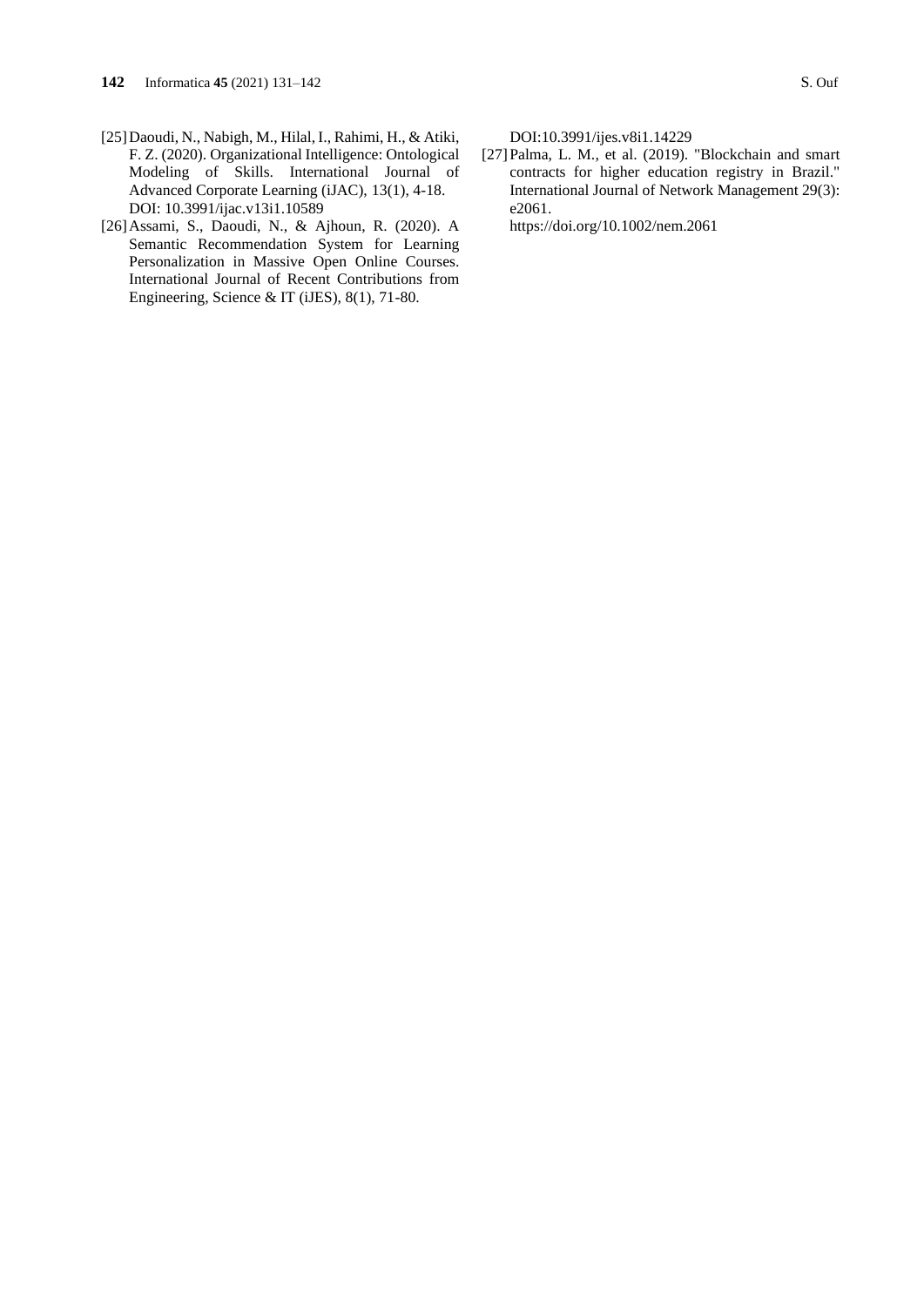[25] Daoudi, N., Nabigh, M., Hilal, I., Rahimi, H., & Atiki, F. Z. (2020). Organizational Intelligence: Ontological Modeling of Skills. International Journal of Advanced Corporate Learning (iJAC), 13(1), 4-18. DOI: 10.3991/ijac.v13i1.10589

[26] Assami, S., Daoudi, N., & Ajhoun, R. (2020). A Semantic Recommendation System for Learning Personalization in Massive Open Online Courses. International Journal of Recent Contributions from Engineering, Science & IT (iJES), 8(1), 71-80. DOI:10.3991/ijes.v8i1.14229

[27] Palma, L. M., et al. (2019). "Blockchain and smart contracts for higher education registry in Brazil." International Journal of Network Management 29(3): e2061. https://doi.org/10.1002/nem.2061